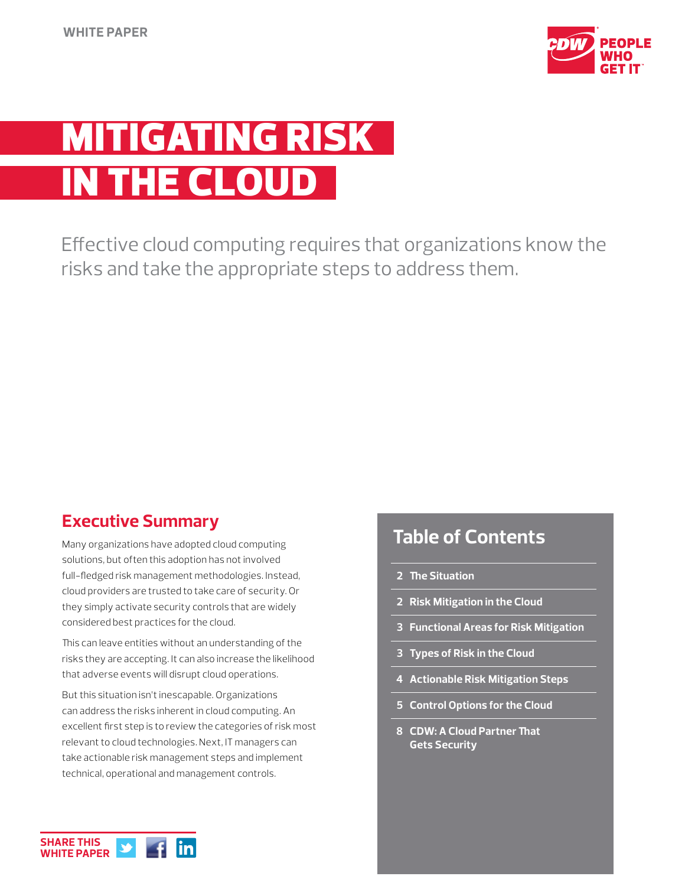WHITE PAPER

# MITIGATING RISK IN THE CLOUD

Effective cloud computing requires that organizations know the risks and take the appropriate steps to address them.

## Executive Summary

Many organizations have adopted cloud computing solutions, but often this adoption has not involved full-fledged risk management methodologies. Instead, cloud providers are trusted to take care of security. Or they simply activate security controls that are widely considered best practices for the cloud.

This can leave entities without an understanding of the risks they are accepting. It can also increase the likelihood that adverse events will disrupt cloud operations.

But this situation isn't inescapable. Organizations can address the risks inherent in cloud computing. An excellent first step is to review the categories of risk most relevant to cloud technologies. Next, IT managers can take actionable risk management steps and implement technical, operational and management controls.

## Table of Contents

- 2 The Situation
- 2 Risk Mitigation in the Cloud
- 3 Functional Areas for Risk Mitigation
- 3 Types of Risk in the Cloud
- 4 Actionable Risk Mitigation Steps
- 5 Control Options for the Cloud
- 8 CDW: A Cloud Partner That Gets Security

SHARE THIS WHITE PAPER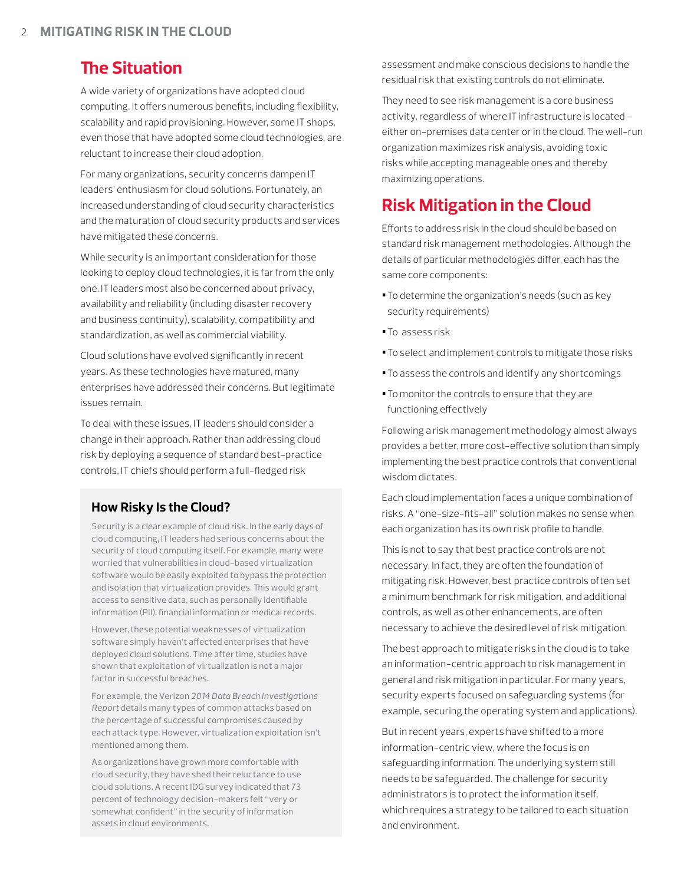## The Situation

A wide variety of organizations have adopted cloud computing. It offers numerous benefits, including flexibility, scalability and rapid provisioning. However, some IT shops, even those that have adopted some cloud technologies, are reluctant to increase their cloud adoption.

For many organizations, security concerns dampen IT leaders' enthusiasm for cloud solutions. Fortunately, an increased understanding of cloud security characteristics and the maturation of cloud security products and services have mitigated these concerns.

While security is an important consideration for those looking to deploy cloud technologies, it is far from the only one. IT leaders most also be concerned about privacy, availability and reliability (including disaster recovery and business continuity), scalability, compatibility and standardization, as well as commercial viability.

Cloud solutions have evolved significantly in recent years. As these technologies have matured, many enterprises have addressed their concerns. But legitimate issues remain.

To deal with these issues, IT leaders should consider a change in their approach. Rather than addressing cloud risk by deploying a sequence of standard best-practice controls, IT chiefs should perform a full-fledged risk assessment and make conscious decisions to handle the residual risk that existing controls do not eliminate.

They need to see risk management is a core business activity, regardless of where IT infrastructure is located – either on-premises data center or in the cloud. The well-run organization maximizes risk analysis, avoiding toxic risks while accepting manageable ones and thereby maximizing operations.

### How Risky Is the Cloud?

Security is a clear example of cloud risk. In the early days of cloud computing, IT leaders had serious concerns about the security of cloud computing itself. For example, many were worried that vulnerabilities in cloud-based virtualization software would be easily exploited to bypass the protection and isolation that virtualization provides. This would grant access to sensitive data, such as personally identifiable information (PII), financial information or medical records.

However, these potential weaknesses of virtualization software simply haven't affected enterprises that have deployed cloud solutions. Time after time, studies have shown that exploitation of virtualization is not a major factor in successful breaches.

For example, the Verizon *2014 Data Breach Investigations Report* details many types of common attacks based on the percentage of successful compromises caused by each attack type. However, virtualization exploitation isn't mentioned among them.

As organizations have grown more comfortable with cloud security, they have shed their reluctance to use cloud solutions. A recent IDG survey indicated that 73 percent of technology decision-makers felt "very or somewhat confident" in the security of information assets in cloud environments.

## Risk Mitigation in the Cloud

Efforts to address risk in the cloud should be based on standard risk management methodologies. Although the details of particular methodologies differ, each has the same core components:

- To determine the organization's needs (such as key security requirements)
- To assess risk
- To select and implement controls to mitigate those risks
- To assess the controls and identify any shortcomings
- To monitor the controls to ensure that they are functioning effectively

Following a risk management methodology almost always provides a better, more cost-effective solution than simply implementing the best practice controls that conventional wisdom dictates.

Each cloud implementation faces a unique combination of risks. A "one-size-fits-all" solution makes no sense when each organization has its own risk profile to handle.

This is not to say that best practice controls are not necessary. In fact, they are often the foundation of mitigating risk. However, best practice controls often set a minimum benchmark for risk mitigation, and additional controls, as well as other enhancements, are often necessary to achieve the desired level of risk mitigation.

The best approach to mitigate risks in the cloud is to take an information-centric approach to risk management in general and risk mitigation in particular. For many years, security experts focused on safeguarding systems (for example, securing the operating system and applications).

But in recent years, experts have shifted to a more information-centric view, where the focus is on safeguarding information. The underlying system still needs to be safeguarded. The challenge for security administrators is to protect the information itself, which requires a strategy to be tailored to each situation and environment.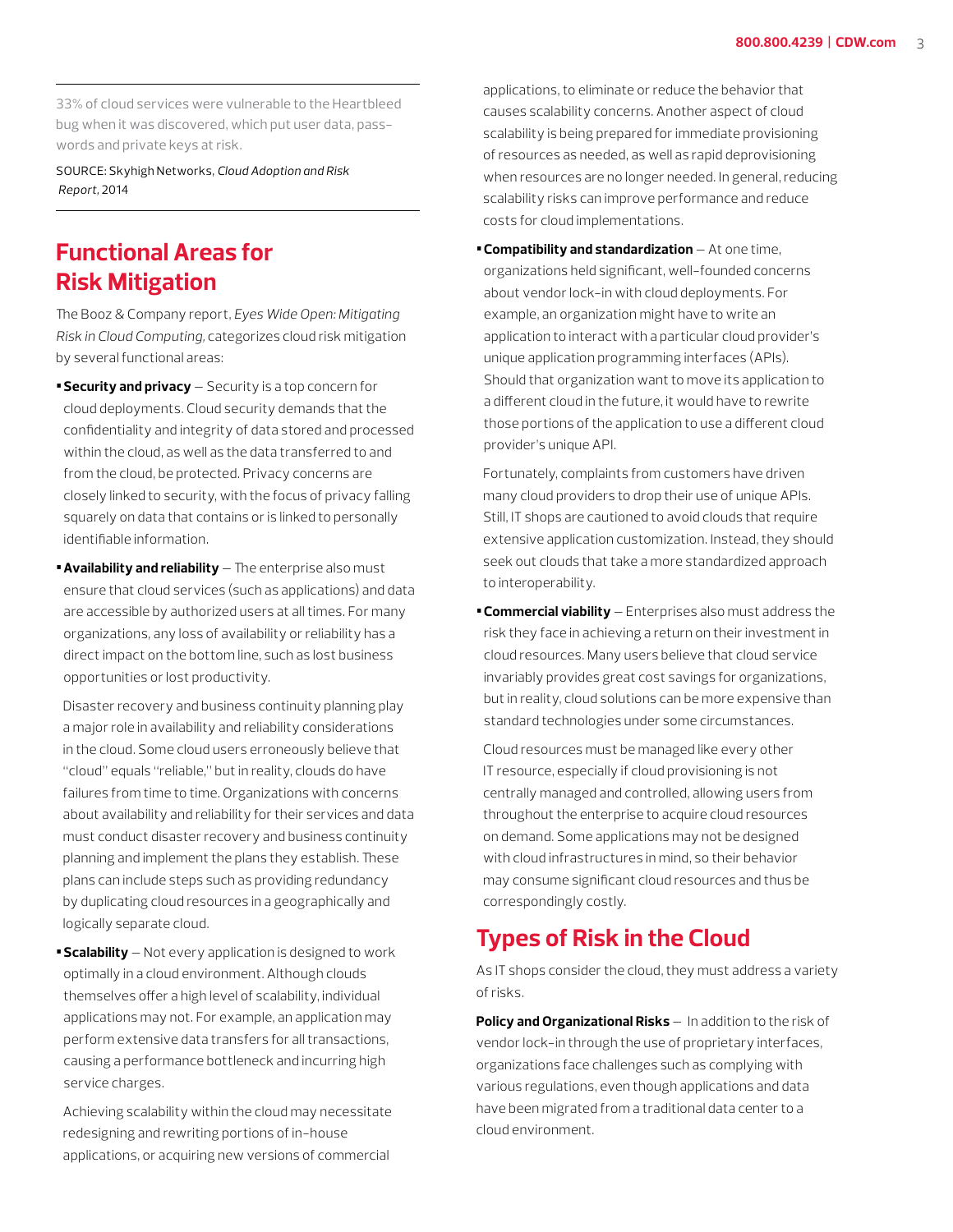33% of cloud services were vulnerable to the Heartbleed bug when it was discovered, which put user data, passwords and private keys at risk.

SOURCE: Skyhigh Networks, *Cloud Adoption and Risk Report*, 2014

## Functional Areas for Risk Mitigation

The Booz & Company report, *Eyes Wide Open: Mitigating Risk in Cloud Computing,* categorizes cloud risk mitigation by several functional areas:

- **Security and privacy** — Security is a top concern for cloud deployments. Cloud security demands that the confidentiality and integrity of data stored and processed within the cloud, as well as the data transferred to and from the cloud, be protected. Privacy concerns are closely linked to security, with the focus of privacy falling squarely on data that contains or is linked to personally identifiable information.
- **Availability and reliability** — The enterprise also must ensure that cloud services (such as applications) and data are accessible by authorized users at all times. For many organizations, any loss of availability or reliability has a direct impact on the bottom line, such as lost business opportunities or lost productivity.

  Disaster recovery and business continuity planning play a major role in availability and reliability considerations in the cloud. Some cloud users erroneously believe that "cloud" equals "reliable," but in reality, clouds do have failures from time to time. Organizations with concerns about availability and reliability for their services and data must conduct disaster recovery and business continuity planning and implement the plans they establish. These plans can include steps such as providing redundancy by duplicating cloud resources in a geographically and logically separate cloud.
- **Scalability** — Not every application is designed to work optimally in a cloud environment. Although clouds themselves offer a high level of scalability, individual applications may not. For example, an application may perform extensive data transfers for all transactions, causing a performance bottleneck and incurring high service charges.

  Achieving scalability within the cloud may necessitate redesigning and rewriting portions of in-house applications, or acquiring new versions of commercial applications, to eliminate or reduce the behavior that causes scalability concerns. Another aspect of cloud scalability is being prepared for immediate provisioning of resources as needed, as well as rapid deprovisioning when resources are no longer needed. In general, reducing scalability risks can improve performance and reduce costs for cloud implementations.
- **Compatibility and standardization** — At one time, organizations held significant, well-founded concerns about vendor lock-in with cloud deployments. For example, an organization might have to write an application to interact with a particular cloud provider's unique application programming interfaces (APIs). Should that organization want to move its application to a different cloud in the future, it would have to rewrite those portions of the application to use a different cloud provider's unique API.

  Fortunately, complaints from customers have driven many cloud providers to drop their use of unique APIs. Still, IT shops are cautioned to avoid clouds that require extensive application customization. Instead, they should seek out clouds that take a more standardized approach to interoperability.
- **Commercial viability** — Enterprises also must address the risk they face in achieving a return on their investment in cloud resources. Many users believe that cloud service invariably provides great cost savings for organizations, but in reality, cloud solutions can be more expensive than standard technologies under some circumstances.

  Cloud resources must be managed like every other IT resource, especially if cloud provisioning is not centrally managed and controlled, allowing users from throughout the enterprise to acquire cloud resources on demand. Some applications may not be designed with cloud infrastructures in mind, so their behavior may consume significant cloud resources and thus be correspondingly costly.

## Types of Risk in the Cloud

As IT shops consider the cloud, they must address a variety of risks.

**Policy and Organizational Risks** — In addition to the risk of vendor lock-in through the use of proprietary interfaces, organizations face challenges such as complying with various regulations, even though applications and data have been migrated from a traditional data center to a cloud environment.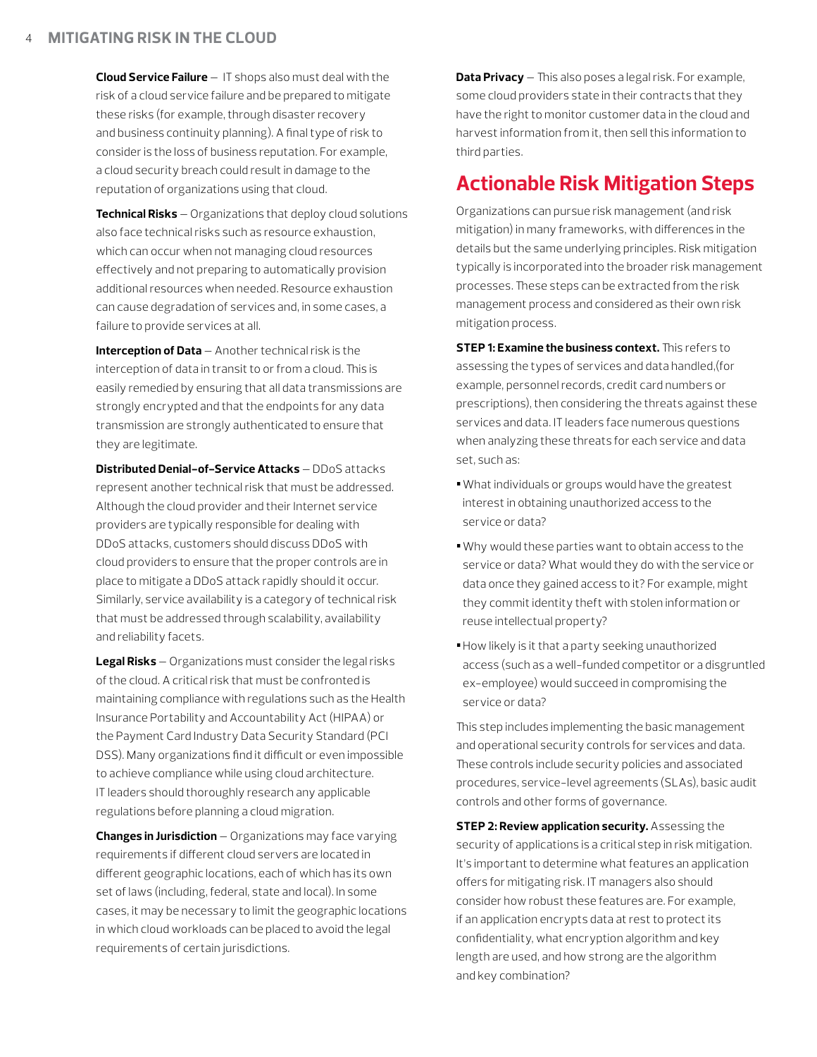**Cloud Service Failure** — IT shops also must deal with the risk of a cloud service failure and be prepared to mitigate these risks (for example, through disaster recovery and business continuity planning). A final type of risk to consider is the loss of business reputation. For example, a cloud security breach could result in damage to the reputation of organizations using that cloud.

**Technical Risks** — Organizations that deploy cloud solutions also face technical risks such as resource exhaustion, which can occur when not managing cloud resources effectively and not preparing to automatically provision additional resources when needed. Resource exhaustion can cause degradation of services and, in some cases, a failure to provide services at all.

**Interception of Data** — Another technical risk is the interception of data in transit to or from a cloud. This is easily remedied by ensuring that all data transmissions are strongly encrypted and that the endpoints for any data transmission are strongly authenticated to ensure that they are legitimate.

**Distributed Denial-of-Service Attacks** — DDoS attacks represent another technical risk that must be addressed. Although the cloud provider and their Internet service providers are typically responsible for dealing with DDoS attacks, customers should discuss DDoS with cloud providers to ensure that the proper controls are in place to mitigate a DDoS attack rapidly should it occur. Similarly, service availability is a category of technical risk that must be addressed through scalability, availability and reliability facets.

**Legal Risks** — Organizations must consider the legal risks of the cloud. A critical risk that must be confronted is maintaining compliance with regulations such as the Health Insurance Portability and Accountability Act (HIPAA) or the Payment Card Industry Data Security Standard (PCI DSS). Many organizations find it difficult or even impossible to achieve compliance while using cloud architecture. IT leaders should thoroughly research any applicable regulations before planning a cloud migration.

**Changes in Jurisdiction** — Organizations may face varying requirements if different cloud servers are located in different geographic locations, each of which has its own set of laws (including, federal, state and local). In some cases, it may be necessary to limit the geographic locations in which cloud workloads can be placed to avoid the legal requirements of certain jurisdictions.

**Data Privacy** — This also poses a legal risk. For example, some cloud providers state in their contracts that they have the right to monitor customer data in the cloud and harvest information from it, then sell this information to third parties.

## Actionable Risk Mitigation Steps

Organizations can pursue risk management (and risk mitigation) in many frameworks, with differences in the details but the same underlying principles. Risk mitigation typically is incorporated into the broader risk management processes. These steps can be extracted from the risk management process and considered as their own risk mitigation process.

**STEP 1: Examine the business context.** This refers to assessing the types of services and data handled,(for example, personnel records, credit card numbers or prescriptions), then considering the threats against these services and data. IT leaders face numerous questions when analyzing these threats for each service and data set, such as:

- What individuals or groups would have the greatest interest in obtaining unauthorized access to the service or data?
- Why would these parties want to obtain access to the service or data? What would they do with the service or data once they gained access to it? For example, might they commit identity theft with stolen information or reuse intellectual property?
- How likely is it that a party seeking unauthorized access (such as a well-funded competitor or a disgruntled ex-employee) would succeed in compromising the service or data?

This step includes implementing the basic management and operational security controls for services and data. These controls include security policies and associated procedures, service-level agreements (SLAs), basic audit controls and other forms of governance.

**STEP 2: Review application security.** Assessing the security of applications is a critical step in risk mitigation. It's important to determine what features an application offers for mitigating risk. IT managers also should consider how robust these features are. For example, if an application encrypts data at rest to protect its confidentiality, what encryption algorithm and key length are used, and how strong are the algorithm and key combination?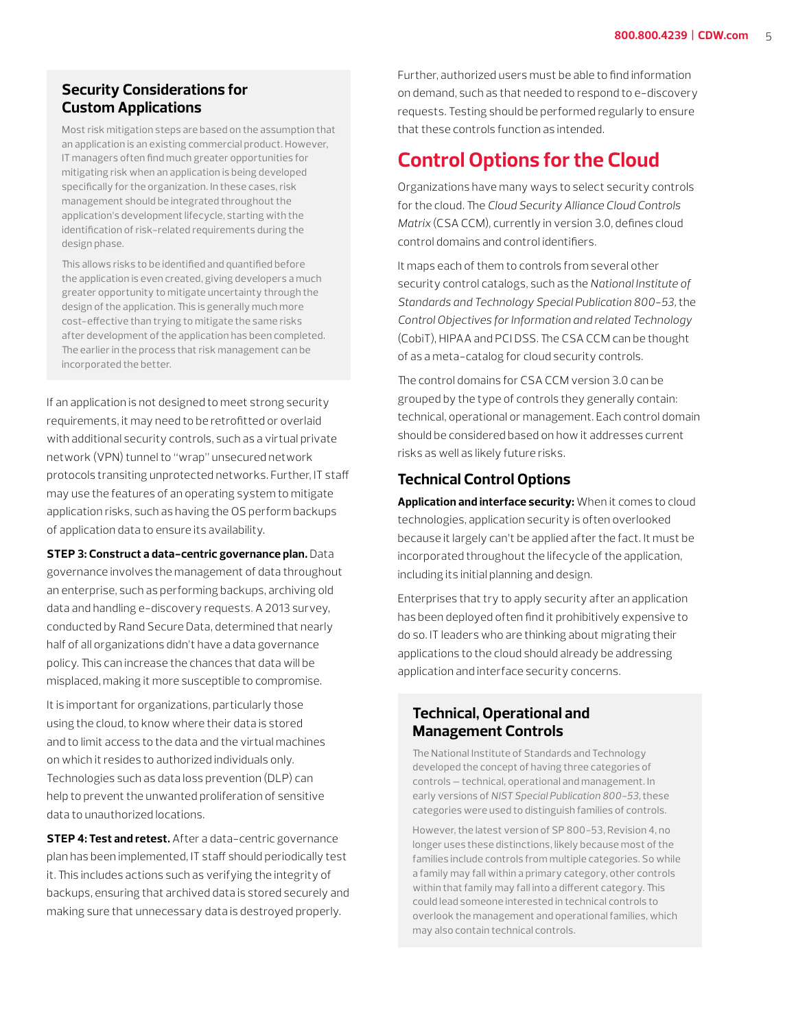### Security Considerations for Custom Applications

Most risk mitigation steps are based on the assumption that an application is an existing commercial product. However, IT managers often find much greater opportunities for mitigating risk when an application is being developed specifically for the organization. In these cases, risk management should be integrated throughout the application's development lifecycle, starting with the identification of risk-related requirements during the design phase.

This allows risks to be identified and quantified before the application is even created, giving developers a much greater opportunity to mitigate uncertainty through the design of the application. This is generally much more cost-effective than trying to mitigate the same risks after development of the application has been completed. The earlier in the process that risk management can be incorporated the better.

If an application is not designed to meet strong security requirements, it may need to be retrofitted or overlaid with additional security controls, such as a virtual private network (VPN) tunnel to "wrap" unsecured network protocols transiting unprotected networks. Further, IT staff may use the features of an operating system to mitigate application risks, such as having the OS perform backups of application data to ensure its availability.

**STEP 3: Construct a data-centric governance plan.** Data governance involves the management of data throughout an enterprise, such as performing backups, archiving old data and handling e-discovery requests. A 2013 survey, conducted by Rand Secure Data, determined that nearly half of all organizations didn't have a data governance policy. This can increase the chances that data will be misplaced, making it more susceptible to compromise.

It is important for organizations, particularly those using the cloud, to know where their data is stored and to limit access to the data and the virtual machines on which it resides to authorized individuals only. Technologies such as data loss prevention (DLP) can help to prevent the unwanted proliferation of sensitive data to unauthorized locations.

**STEP 4: Test and retest.** After a data-centric governance plan has been implemented, IT staff should periodically test it. This includes actions such as verifying the integrity of backups, ensuring that archived data is stored securely and making sure that unnecessary data is destroyed properly.

Further, authorized users must be able to find information on demand, such as that needed to respond to e-discovery requests. Testing should be performed regularly to ensure that these controls function as intended.

## Control Options for the Cloud

Organizations have many ways to select security controls for the cloud. The *Cloud Security Alliance Cloud Controls Matrix* (CSA CCM), currently in version 3.0, defines cloud control domains and control identifiers.

It maps each of them to controls from several other security control catalogs, such as the *National Institute of Standards and Technology Special Publication 800-53,* the *Control Objectives for Information and related Technology* (CobiT), HIPAA and PCI DSS. The CSA CCM can be thought of as a meta-catalog for cloud security controls.

The control domains for CSA CCM version 3.0 can be grouped by the type of controls they generally contain: technical, operational or management. Each control domain should be considered based on how it addresses current risks as well as likely future risks.

### Technical Control Options

**Application and interface security:** When it comes to cloud technologies, application security is often overlooked because it largely can't be applied after the fact. It must be incorporated throughout the lifecycle of the application, including its initial planning and design.

Enterprises that try to apply security after an application has been deployed often find it prohibitively expensive to do so. IT leaders who are thinking about migrating their applications to the cloud should already be addressing application and interface security concerns.

### Technical, Operational and Management Controls

The National Institute of Standards and Technology developed the concept of having three categories of controls — technical, operational and management. In early versions of *NIST Special Publication 800-53,* these categories were used to distinguish families of controls.

However, the latest version of SP 800-53, Revision 4, no longer uses these distinctions, likely because most of the families include controls from multiple categories. So while a family may fall within a primary category, other controls within that family may fall into a different category. This could lead someone interested in technical controls to overlook the management and operational families, which may also contain technical controls.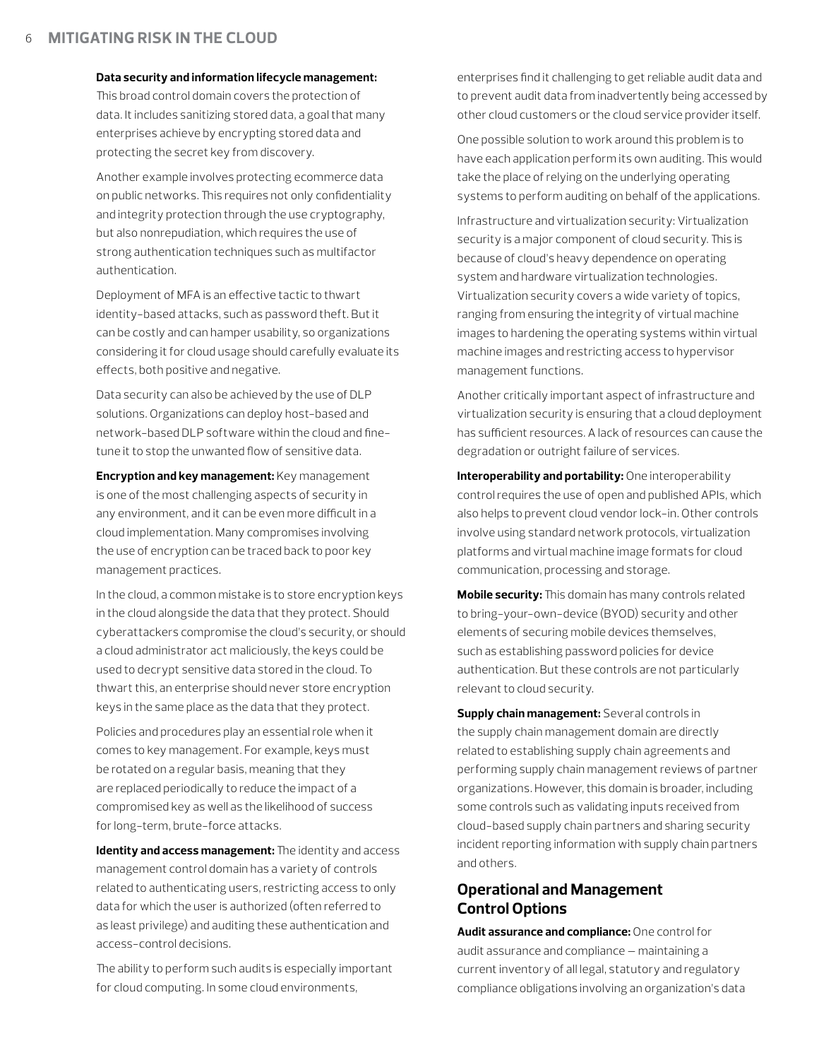**Data security and information lifecycle management:** This broad control domain covers the protection of data. It includes sanitizing stored data, a goal that many enterprises achieve by encrypting stored data and protecting the secret key from discovery.

Another example involves protecting ecommerce data on public networks. This requires not only confidentiality and integrity protection through the use cryptography, but also nonrepudiation, which requires the use of strong authentication techniques such as multifactor authentication.

Deployment of MFA is an effective tactic to thwart identity-based attacks, such as password theft. But it can be costly and can hamper usability, so organizations considering it for cloud usage should carefully evaluate its effects, both positive and negative.

Data security can also be achieved by the use of DLP solutions. Organizations can deploy host-based and network-based DLP software within the cloud and fine-tune it to stop the unwanted flow of sensitive data.

**Encryption and key management:** Key management is one of the most challenging aspects of security in any environment, and it can be even more difficult in a cloud implementation. Many compromises involving the use of encryption can be traced back to poor key management practices.

In the cloud, a common mistake is to store encryption keys in the cloud alongside the data that they protect. Should cyberattackers compromise the cloud's security, or should a cloud administrator act maliciously, the keys could be used to decrypt sensitive data stored in the cloud. To thwart this, an enterprise should never store encryption keys in the same place as the data that they protect.

Policies and procedures play an essential role when it comes to key management. For example, keys must be rotated on a regular basis, meaning that they are replaced periodically to reduce the impact of a compromised key as well as the likelihood of success for long-term, brute-force attacks.

**Identity and access management:** The identity and access management control domain has a variety of controls related to authenticating users, restricting access to only data for which the user is authorized (often referred to as least privilege) and auditing these authentication and access-control decisions.

The ability to perform such audits is especially important for cloud computing. In some cloud environments, enterprises find it challenging to get reliable audit data and to prevent audit data from inadvertently being accessed by other cloud customers or the cloud service provider itself.

One possible solution to work around this problem is to have each application perform its own auditing. This would take the place of relying on the underlying operating systems to perform auditing on behalf of the applications.

Infrastructure and virtualization security: Virtualization security is a major component of cloud security. This is because of cloud's heavy dependence on operating system and hardware virtualization technologies. Virtualization security covers a wide variety of topics, ranging from ensuring the integrity of virtual machine images to hardening the operating systems within virtual machine images and restricting access to hypervisor management functions.

Another critically important aspect of infrastructure and virtualization security is ensuring that a cloud deployment has sufficient resources. A lack of resources can cause the degradation or outright failure of services.

**Interoperability and portability:** One interoperability control requires the use of open and published APIs, which also helps to prevent cloud vendor lock-in. Other controls involve using standard network protocols, virtualization platforms and virtual machine image formats for cloud communication, processing and storage.

**Mobile security:** This domain has many controls related to bring-your-own-device (BYOD) security and other elements of securing mobile devices themselves, such as establishing password policies for device authentication. But these controls are not particularly relevant to cloud security.

**Supply chain management:** Several controls in the supply chain management domain are directly related to establishing supply chain agreements and performing supply chain management reviews of partner organizations. However, this domain is broader, including some controls such as validating inputs received from cloud-based supply chain partners and sharing security incident reporting information with supply chain partners and others.

## Operational and Management Control Options

**Audit assurance and compliance:** One control for audit assurance and compliance — maintaining a current inventory of all legal, statutory and regulatory compliance obligations involving an organization's data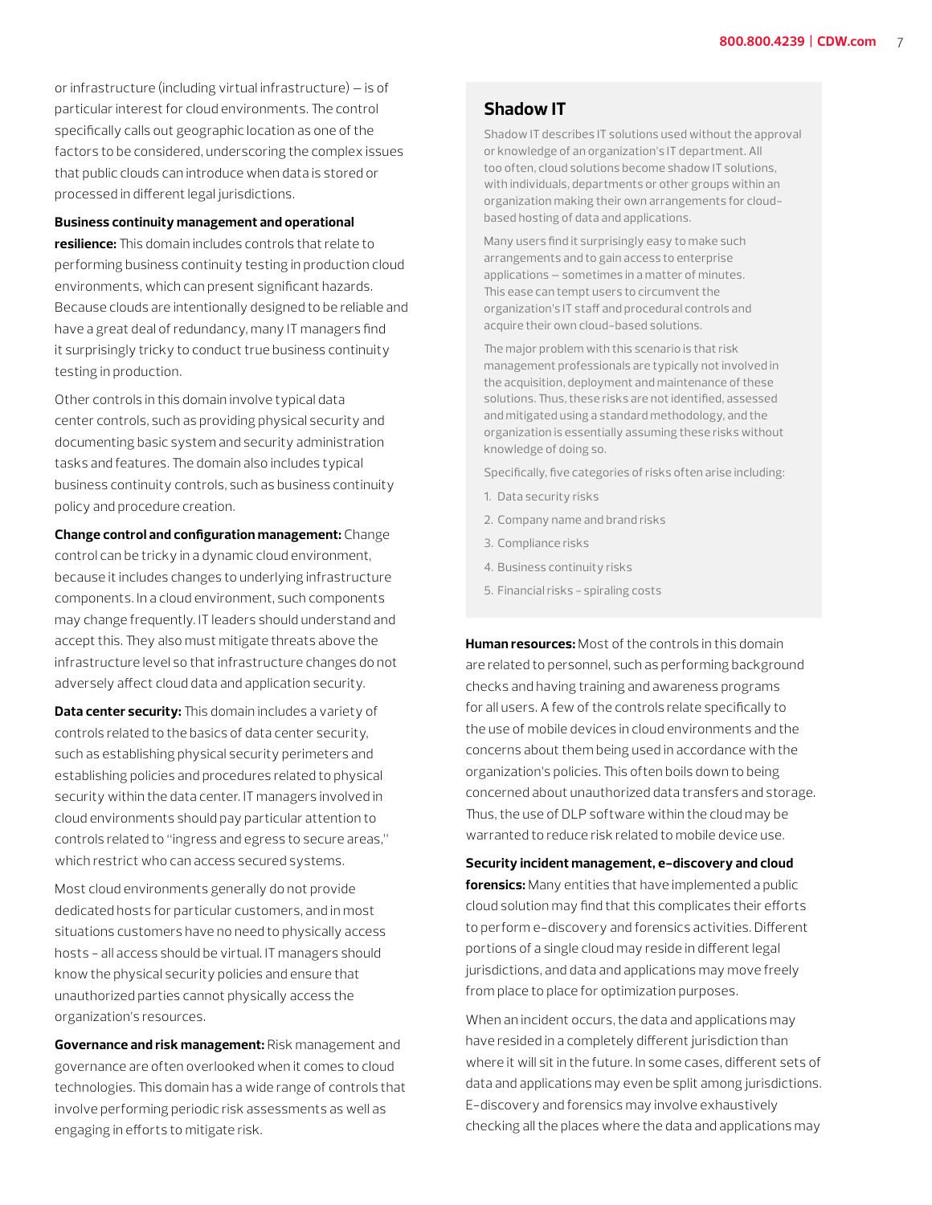or infrastructure (including virtual infrastructure) — is of particular interest for cloud environments. The control specifically calls out geographic location as one of the factors to be considered, underscoring the complex issues that public clouds can introduce when data is stored or processed in different legal jurisdictions.

**Business continuity management and operational resilience:** This domain includes controls that relate to performing business continuity testing in production cloud environments, which can present significant hazards. Because clouds are intentionally designed to be reliable and have a great deal of redundancy, many IT managers find it surprisingly tricky to conduct true business continuity testing in production.

Other controls in this domain involve typical data center controls, such as providing physical security and documenting basic system and security administration tasks and features. The domain also includes typical business continuity controls, such as business continuity policy and procedure creation.

**Change control and configuration management:** Change control can be tricky in a dynamic cloud environment, because it includes changes to underlying infrastructure components. In a cloud environment, such components may change frequently. IT leaders should understand and accept this. They also must mitigate threats above the infrastructure level so that infrastructure changes do not adversely affect cloud data and application security.

**Data center security:** This domain includes a variety of controls related to the basics of data center security, such as establishing physical security perimeters and establishing policies and procedures related to physical security within the data center. IT managers involved in cloud environments should pay particular attention to controls related to "ingress and egress to secure areas," which restrict who can access secured systems.

Most cloud environments generally do not provide dedicated hosts for particular customers, and in most situations customers have no need to physically access hosts - all access should be virtual. IT managers should know the physical security policies and ensure that unauthorized parties cannot physically access the organization's resources.

**Governance and risk management:** Risk management and governance are often overlooked when it comes to cloud technologies. This domain has a wide range of controls that involve performing periodic risk assessments as well as engaging in efforts to mitigate risk.

## Shadow IT

Shadow IT describes IT solutions used without the approval or knowledge of an organization's IT department. All too often, cloud solutions become shadow IT solutions, with individuals, departments or other groups within an organization making their own arrangements for cloud-based hosting of data and applications.

Many users find it surprisingly easy to make such arrangements and to gain access to enterprise applications — sometimes in a matter of minutes. This ease can tempt users to circumvent the organization's IT staff and procedural controls and acquire their own cloud-based solutions.

The major problem with this scenario is that risk management professionals are typically not involved in the acquisition, deployment and maintenance of these solutions. Thus, these risks are not identified, assessed and mitigated using a standard methodology, and the organization is essentially assuming these risks without knowledge of doing so.

Specifically, five categories of risks often arise including:

1. Data security risks
2. Company name and brand risks
3. Compliance risks
4. Business continuity risks
5. Financial risks - spiraling costs

**Human resources:** Most of the controls in this domain are related to personnel, such as performing background checks and having training and awareness programs for all users. A few of the controls relate specifically to the use of mobile devices in cloud environments and the concerns about them being used in accordance with the organization's policies. This often boils down to being concerned about unauthorized data transfers and storage. Thus, the use of DLP software within the cloud may be warranted to reduce risk related to mobile device use.

**Security incident management, e-discovery and cloud forensics:** Many entities that have implemented a public cloud solution may find that this complicates their efforts to perform e-discovery and forensics activities. Different portions of a single cloud may reside in different legal jurisdictions, and data and applications may move freely from place to place for optimization purposes.

When an incident occurs, the data and applications may have resided in a completely different jurisdiction than where it will sit in the future. In some cases, different sets of data and applications may even be split among jurisdictions. E-discovery and forensics may involve exhaustively checking all the places where the data and applications may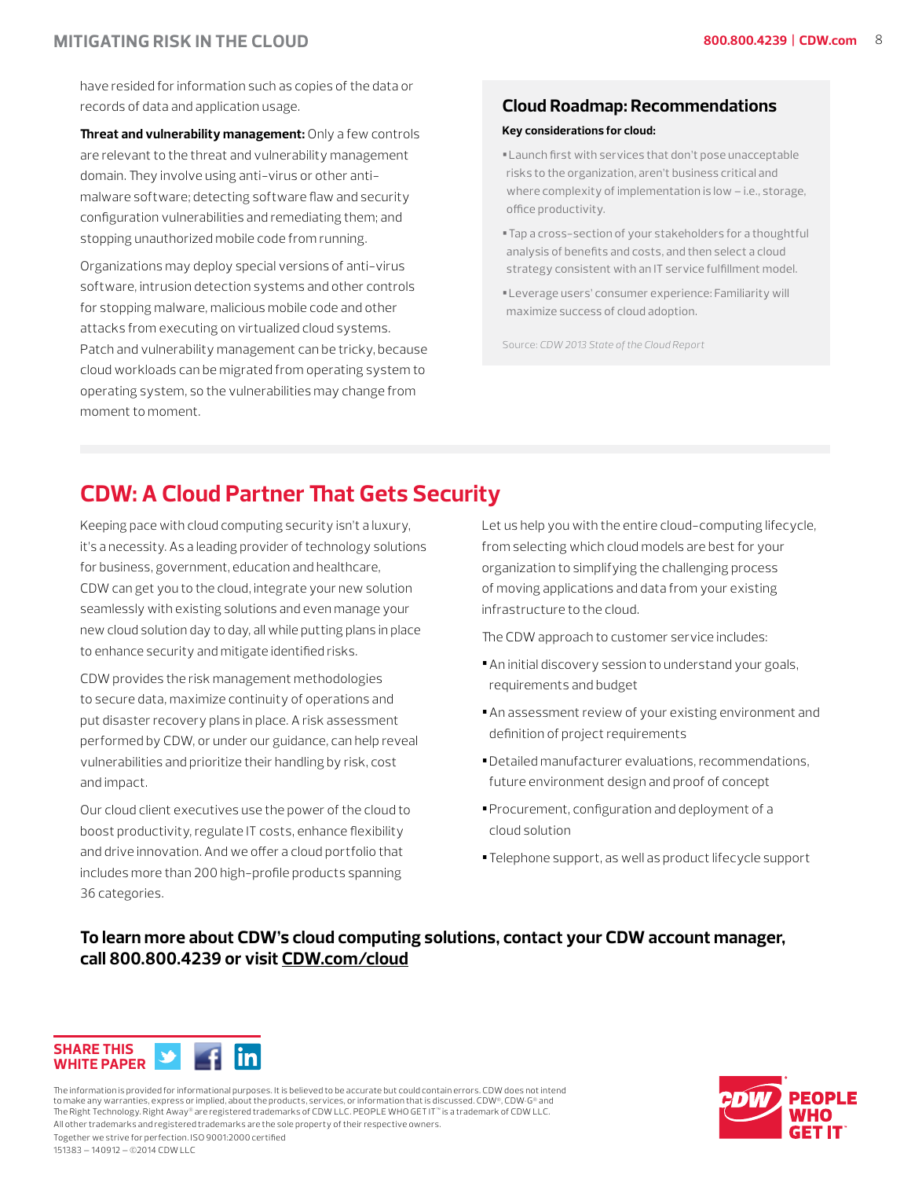have resided for information such as copies of the data or records of data and application usage.

**Threat and vulnerability management:** Only a few controls are relevant to the threat and vulnerability management domain. They involve using anti-virus or other anti-malware software; detecting software flaw and security configuration vulnerabilities and remediating them; and stopping unauthorized mobile code from running.

Organizations may deploy special versions of anti-virus software, intrusion detection systems and other controls for stopping malware, malicious mobile code and other attacks from executing on virtualized cloud systems. Patch and vulnerability management can be tricky, because cloud workloads can be migrated from operating system to operating system, so the vulnerabilities may change from moment to moment.

### Cloud Roadmap: Recommendations

**Key considerations for cloud:**

- Launch first with services that don't pose unacceptable risks to the organization, aren't business critical and where complexity of implementation is low – i.e., storage, office productivity.
- Tap a cross-section of your stakeholders for a thoughtful analysis of benefits and costs, and then select a cloud strategy consistent with an IT service fulfillment model.
- Leverage users' consumer experience: Familiarity will maximize success of cloud adoption.

Source: *CDW 2013 State of the Cloud Report*

## CDW: A Cloud Partner That Gets Security

Keeping pace with cloud computing security isn't a luxury, it's a necessity. As a leading provider of technology solutions for business, government, education and healthcare, CDW can get you to the cloud, integrate your new solution seamlessly with existing solutions and even manage your new cloud solution day to day, all while putting plans in place to enhance security and mitigate identified risks.

CDW provides the risk management methodologies to secure data, maximize continuity of operations and put disaster recovery plans in place. A risk assessment performed by CDW, or under our guidance, can help reveal vulnerabilities and prioritize their handling by risk, cost and impact.

Our cloud client executives use the power of the cloud to boost productivity, regulate IT costs, enhance flexibility and drive innovation. And we offer a cloud portfolio that includes more than 200 high-profile products spanning 36 categories.

Let us help you with the entire cloud-computing lifecycle, from selecting which cloud models are best for your organization to simplifying the challenging process of moving applications and data from your existing infrastructure to the cloud.

The CDW approach to customer service includes:

- An initial discovery session to understand your goals, requirements and budget
- An assessment review of your existing environment and definition of project requirements
- Detailed manufacturer evaluations, recommendations, future environment design and proof of concept
- Procurement, configuration and deployment of a cloud solution
- Telephone support, as well as product lifecycle support

**To learn more about CDW's cloud computing solutions, contact your CDW account manager, call 800.800.4239 or visit CDW.com/cloud**

SHARE THIS WHITE PAPER

The information is provided for informational purposes. It is believed to be accurate but could contain errors. CDW does not intend to make any warranties, express or implied, about the products, services, or information that is discussed. CDW®, CDW·G® and The Right Technology. Right Away® are registered trademarks of CDW LLC. PEOPLE WHO GET IT™ is a trademark of CDW LLC. All other trademarks and registered trademarks are the sole property of their respective owners.

Together we strive for perfection. ISO 9001:2000 certified

151383 — 140912 — ©2014 CDW LLC